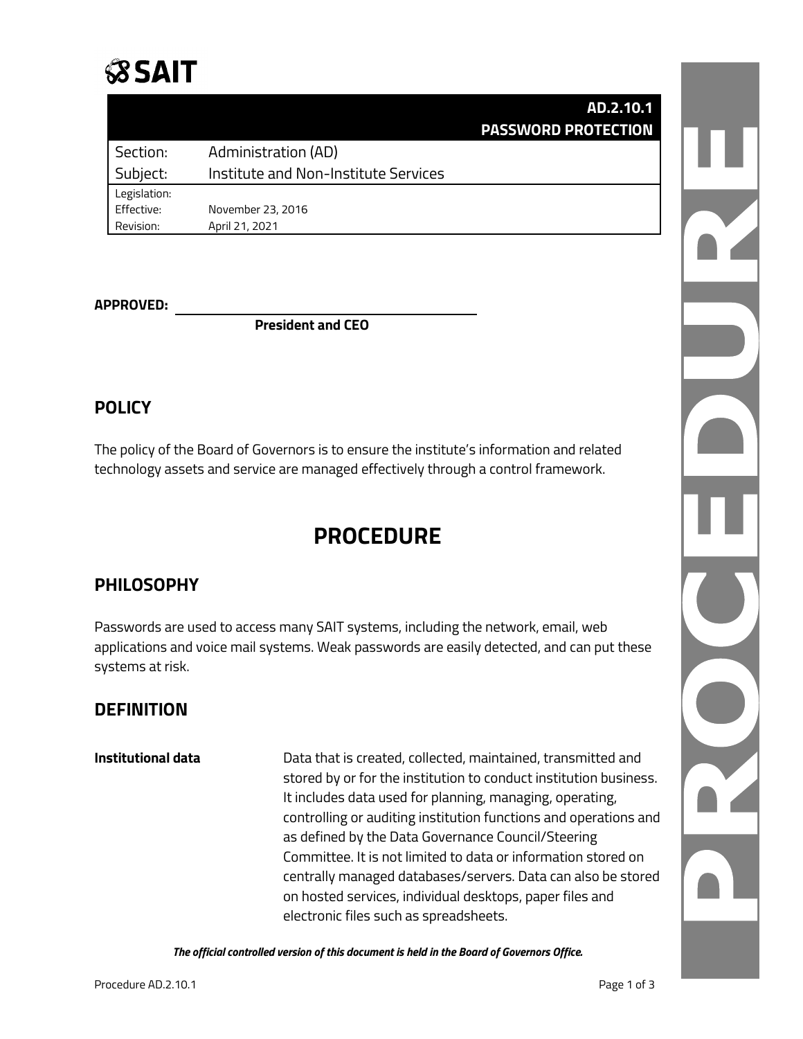# SAIT

| | AD.2.10.1 PASSWORD PROTECTION |
|---|---|
| Section: | Administration (AD) |
| Subject: | Institute and Non-Institute Services |
| Legislation: | |
| Effective: | November 23, 2016 |
| Revision: | April 21, 2021 |

**APPROVED:** ______________________________

**President and CEO**

## POLICY

The policy of the Board of Governors is to ensure the institute's information and related technology assets and service are managed effectively through a control framework.

# PROCEDURE

## PHILOSOPHY

Passwords are used to access many SAIT systems, including the network, email, web applications and voice mail systems. Weak passwords are easily detected, and can put these systems at risk.

## DEFINITION

**Institutional data** — Data that is created, collected, maintained, transmitted and stored by or for the institution to conduct institution business. It includes data used for planning, managing, operating, controlling or auditing institution functions and operations and as defined by the Data Governance Council/Steering Committee. It is not limited to data or information stored on centrally managed databases/servers. Data can also be stored on hosted services, individual desktops, paper files and electronic files such as spreadsheets.

***The official controlled version of this document is held in the Board of Governors Office.***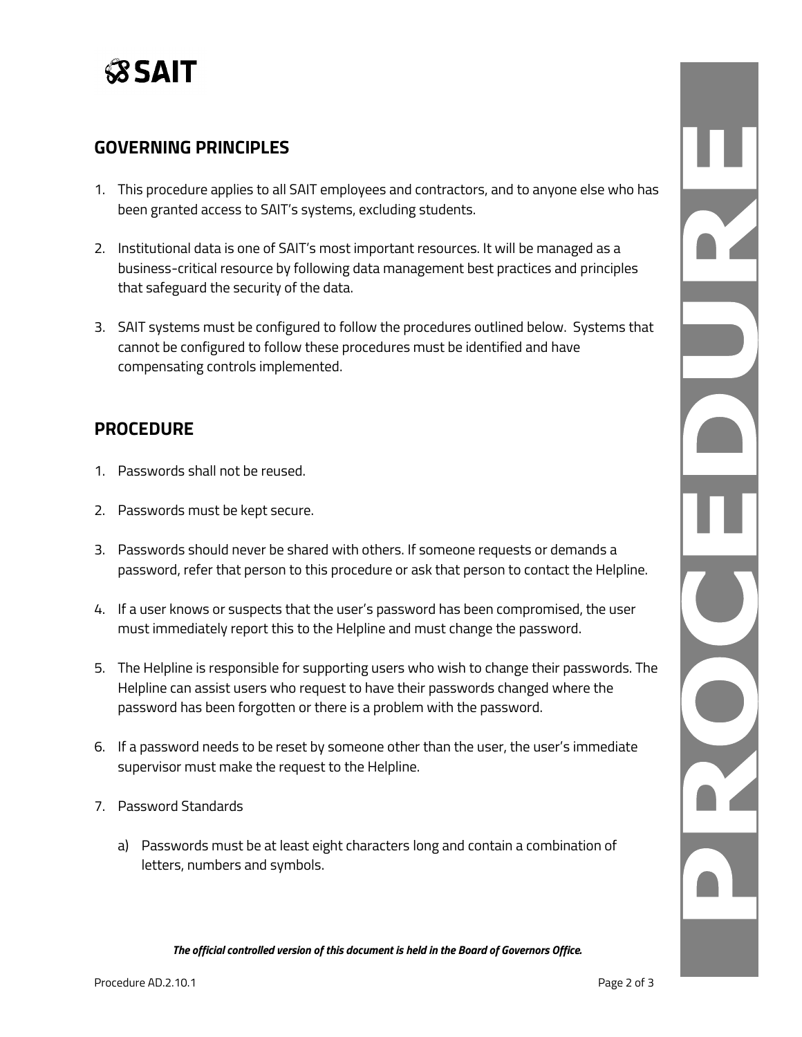## GOVERNING PRINCIPLES

1. This procedure applies to all SAIT employees and contractors, and to anyone else who has been granted access to SAIT's systems, excluding students.

2. Institutional data is one of SAIT's most important resources. It will be managed as a business-critical resource by following data management best practices and principles that safeguard the security of the data.

3. SAIT systems must be configured to follow the procedures outlined below. Systems that cannot be configured to follow these procedures must be identified and have compensating controls implemented.

## PROCEDURE

1. Passwords shall not be reused.

2. Passwords must be kept secure.

3. Passwords should never be shared with others. If someone requests or demands a password, refer that person to this procedure or ask that person to contact the Helpline.

4. If a user knows or suspects that the user's password has been compromised, the user must immediately report this to the Helpline and must change the password.

5. The Helpline is responsible for supporting users who wish to change their passwords. The Helpline can assist users who request to have their passwords changed where the password has been forgotten or there is a problem with the password.

6. If a password needs to be reset by someone other than the user, the user's immediate supervisor must make the request to the Helpline.

7. Password Standards

   a) Passwords must be at least eight characters long and contain a combination of letters, numbers and symbols.

***The official controlled version of this document is held in the Board of Governors Office.***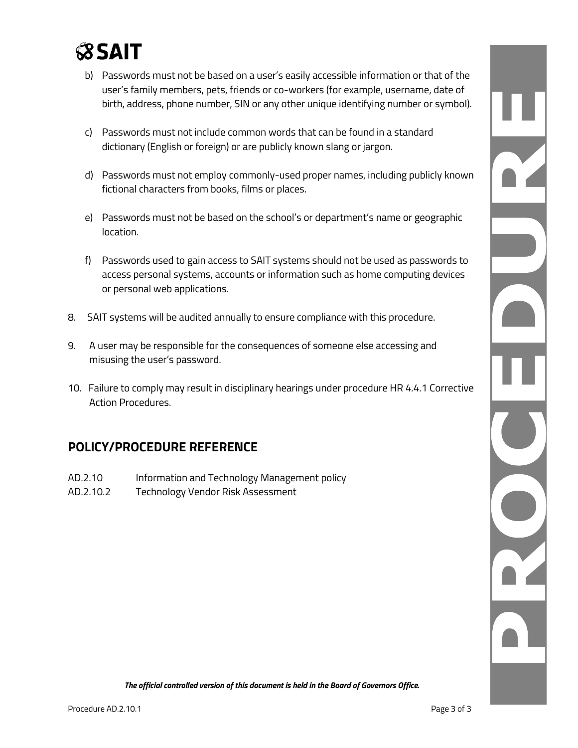b) Passwords must not be based on a user's easily accessible information or that of the user's family members, pets, friends or co-workers (for example, username, date of birth, address, phone number, SIN or any other unique identifying number or symbol).

c) Passwords must not include common words that can be found in a standard dictionary (English or foreign) or are publicly known slang or jargon.

d) Passwords must not employ commonly-used proper names, including publicly known fictional characters from books, films or places.

e) Passwords must not be based on the school's or department's name or geographic location.

f) Passwords used to gain access to SAIT systems should not be used as passwords to access personal systems, accounts or information such as home computing devices or personal web applications.

8. SAIT systems will be audited annually to ensure compliance with this procedure.

9. A user may be responsible for the consequences of someone else accessing and misusing the user's password.

10. Failure to comply may result in disciplinary hearings under procedure HR 4.4.1 Corrective Action Procedures.

## POLICY/PROCEDURE REFERENCE

| | |
|---|---|
| AD.2.10 | Information and Technology Management policy |
| AD.2.10.2 | Technology Vendor Risk Assessment |

***The official controlled version of this document is held in the Board of Governors Office.***